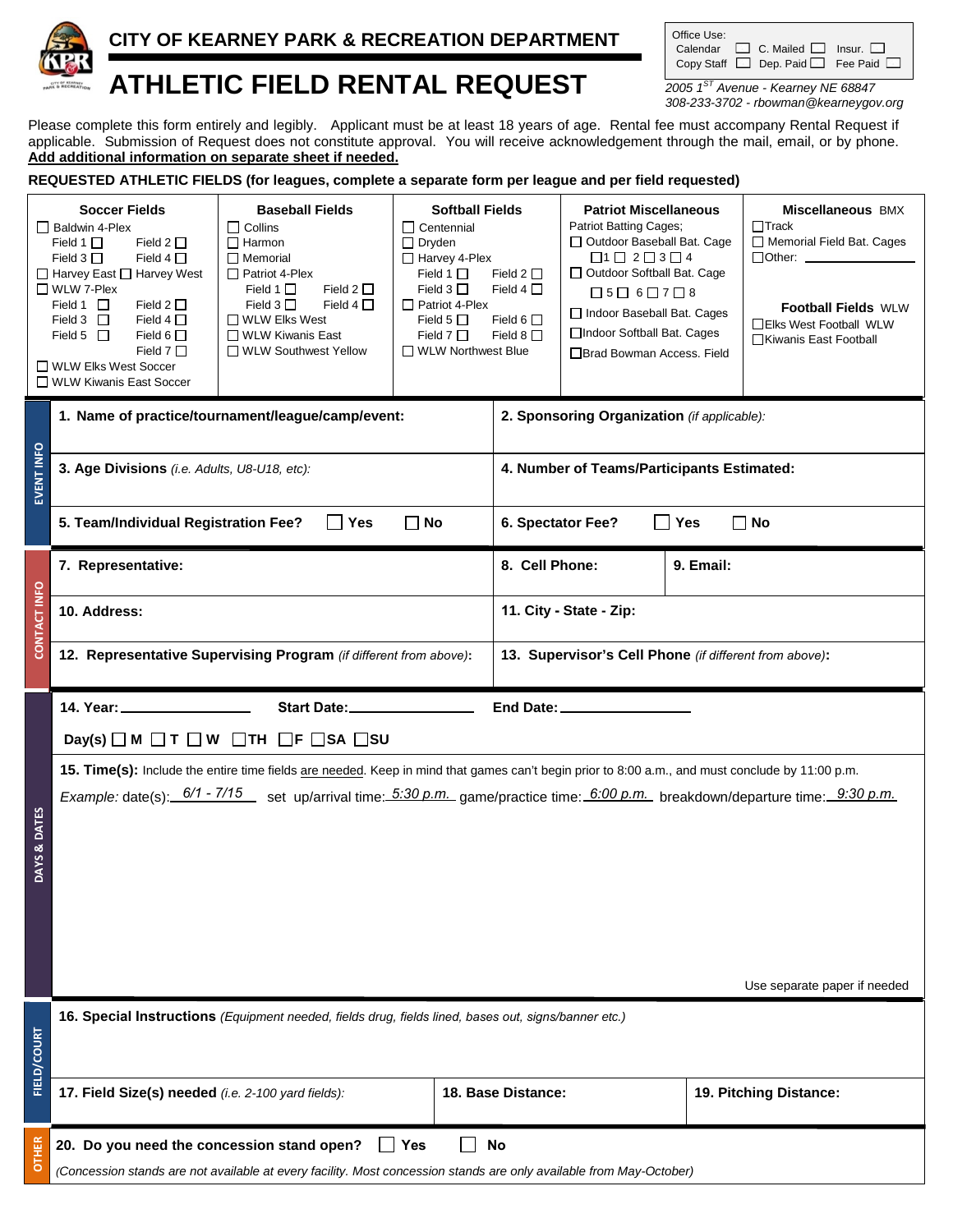# CITY OF KEARNEY PARK & RECREATION DEPARTMENT

# ATHLETIC FIELD RENTAL REQUEST

Office Use:
Calendar ☐ C. Mailed ☐ Insur. ☐
Copy Staff ☐ Dep. Paid ☐ Fee Paid ☐

*2005 1ST Avenue - Kearney NE 68847*
*308-233-3702 - rbowman@kearneygov.org*

Please complete this form entirely and legibly. Applicant must be at least 18 years of age. Rental fee must accompany Rental Request if applicable. Submission of Request does not constitute approval. You will receive acknowledgement through the mail, email, or by phone. **Add additional information on separate sheet if needed.**

**REQUESTED ATHLETIC FIELDS (for leagues, complete a separate form per league and per field requested)**

| Soccer Fields | Baseball Fields | Softball Fields | Patriot Miscellaneous | Miscellaneous BMX |
|---|---|---|---|---|
| ☐ Baldwin 4-Plex<br>Field 1 ☐ Field 2 ☐<br>Field 3 ☐ Field 4 ☐<br>☐ Harvey East ☐ Harvey West<br>☐ WLW 7-Plex<br>Field 1 ☐ Field 2 ☐<br>Field 3 ☐ Field 4 ☐<br>Field 5 ☐ Field 6 ☐<br>Field 7 ☐<br>☐ WLW Elks West Soccer<br>☐ WLW Kiwanis East Soccer | ☐ Collins<br>☐ Harmon<br>☐ Memorial<br>☐ Patriot 4-Plex<br>Field 1 ☐ Field 2 ☐<br>Field 3 ☐ Field 4 ☐<br>☐ WLW Elks West<br>☐ WLW Kiwanis East<br>☐ WLW Southwest Yellow | ☐ Centennial<br>☐ Dryden<br>☐ Harvey 4-Plex<br>Field 1 ☐ Field 2 ☐<br>Field 3 ☐ Field 4 ☐<br>☐ Patriot 4-Plex<br>Field 5 ☐ Field 6 ☐<br>Field 7 ☐ Field 8 ☐<br>☐ WLW Northwest Blue | Patriot Batting Cages;<br>☐ Outdoor Baseball Bat. Cage<br>☐1 ☐ 2 ☐ 3 ☐ 4<br>☐ Outdoor Softball Bat. Cage<br>☐ 5 ☐ 6 ☐ 7 ☐ 8<br>☐ Indoor Baseball Bat. Cages<br>☐ Indoor Softball Bat. Cages<br>☐ Brad Bowman Access. Field | ☐ Track<br>☐ Memorial Field Bat. Cages<br>☐ Other: ______<br><br>**Football Fields** WLW<br>☐ Elks West Football WLW<br>☐ Kiwanis East Football |

## EVENT INFO

| | |
|---|---|
| **1. Name of practice/tournament/league/camp/event:** | **2. Sponsoring Organization** *(if applicable):* |
| **3. Age Divisions** *(i.e. Adults, U8-U18, etc):* | **4. Number of Teams/Participants Estimated:** |
| **5. Team/Individual Registration Fee?** ☐ Yes ☐ No | **6. Spectator Fee?** ☐ Yes ☐ No |

## CONTACT INFO

| | | |
|---|---|---|
| **7. Representative:** | **8. Cell Phone:** | **9. Email:** |
| **10. Address:** | **11. City - State - Zip:** | |
| **12. Representative Supervising Program** *(if different from above)*: | **13. Supervisor's Cell Phone** *(if different from above)*: | |

## DAYS & DATES

**14. Year:** __________ **Start Date:** __________ **End Date:** __________

**Day(s)** ☐ M ☐ T ☐ W ☐ TH ☐ F ☐ SA ☐ SU

**15. Time(s):** Include the entire time fields are needed. Keep in mind that games can't begin prior to 8:00 a.m., and must conclude by 11:00 p.m.

*Example:* date(s): *6/1 - 7/15* set up/arrival time: *5:30 p.m.* game/practice time: *6:00 p.m.* breakdown/departure time: *9:30 p.m.*

Use separate paper if needed

## FIELD/COURT

**16. Special Instructions** *(Equipment needed, fields drug, fields lined, bases out, signs/banner etc.)*

| | | |
|---|---|---|
| **17. Field Size(s) needed** *(i.e. 2-100 yard fields):* | **18. Base Distance:** | **19. Pitching Distance:** |

## OTHER

**20. Do you need the concession stand open?** ☐ Yes ☐ No

*(Concession stands are not available at every facility. Most concession stands are only available from May-October)*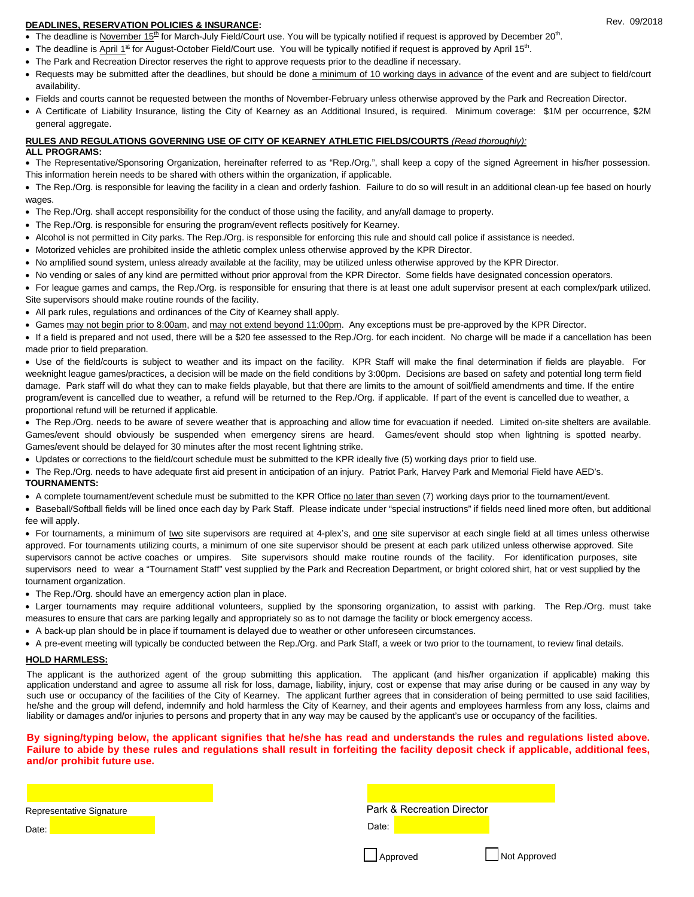**DEADLINES, RESERVATION POLICIES & INSURANCE:**

- The deadline is November 15th for March-July Field/Court use. You will be typically notified if request is approved by December 20th.
- The deadline is April 1st for August-October Field/Court use. You will be typically notified if request is approved by April 15th.
- The Park and Recreation Director reserves the right to approve requests prior to the deadline if necessary.
- Requests may be submitted after the deadlines, but should be done a minimum of 10 working days in advance of the event and are subject to field/court availability.
- Fields and courts cannot be requested between the months of November-February unless otherwise approved by the Park and Recreation Director.
- A Certificate of Liability Insurance, listing the City of Kearney as an Additional Insured, is required. Minimum coverage: $1M per occurrence, $2M general aggregate.

**RULES AND REGULATIONS GOVERNING USE OF CITY OF KEARNEY ATHLETIC FIELDS/COURTS** *(Read thoroughly):*

**ALL PROGRAMS:**

- The Representative/Sponsoring Organization, hereinafter referred to as "Rep./Org.", shall keep a copy of the signed Agreement in his/her possession. This information herein needs to be shared with others within the organization, if applicable.
- The Rep./Org. is responsible for leaving the facility in a clean and orderly fashion. Failure to do so will result in an additional clean-up fee based on hourly wages.
- The Rep./Org. shall accept responsibility for the conduct of those using the facility, and any/all damage to property.
- The Rep./Org. is responsible for ensuring the program/event reflects positively for Kearney.
- Alcohol is not permitted in City parks. The Rep./Org. is responsible for enforcing this rule and should call police if assistance is needed.
- Motorized vehicles are prohibited inside the athletic complex unless otherwise approved by the KPR Director.
- No amplified sound system, unless already available at the facility, may be utilized unless otherwise approved by the KPR Director.
- No vending or sales of any kind are permitted without prior approval from the KPR Director. Some fields have designated concession operators.
- For league games and camps, the Rep./Org. is responsible for ensuring that there is at least one adult supervisor present at each complex/park utilized. Site supervisors should make routine rounds of the facility.
- All park rules, regulations and ordinances of the City of Kearney shall apply.
- Games may not begin prior to 8:00am, and may not extend beyond 11:00pm. Any exceptions must be pre-approved by the KPR Director.
- If a field is prepared and not used, there will be a $20 fee assessed to the Rep./Org. for each incident. No charge will be made if a cancellation has been made prior to field preparation.
- Use of the field/courts is subject to weather and its impact on the facility. KPR Staff will make the final determination if fields are playable. For weeknight league games/practices, a decision will be made on the field conditions by 3:00pm. Decisions are based on safety and potential long term field damage. Park staff will do what they can to make fields playable, but that there are limits to the amount of soil/field amendments and time. If the entire program/event is cancelled due to weather, a refund will be returned to the Rep./Org. if applicable. If part of the event is cancelled due to weather, a proportional refund will be returned if applicable.
- The Rep./Org. needs to be aware of severe weather that is approaching and allow time for evacuation if needed. Limited on-site shelters are available. Games/event should obviously be suspended when emergency sirens are heard. Games/event should stop when lightning is spotted nearby. Games/event should be delayed for 30 minutes after the most recent lightning strike.
- Updates or corrections to the field/court schedule must be submitted to the KPR ideally five (5) working days prior to field use.
- The Rep./Org. needs to have adequate first aid present in anticipation of an injury. Patriot Park, Harvey Park and Memorial Field have AED's.

**TOURNAMENTS:**

- A complete tournament/event schedule must be submitted to the KPR Office no later than seven (7) working days prior to the tournament/event.
- Baseball/Softball fields will be lined once each day by Park Staff. Please indicate under "special instructions" if fields need lined more often, but additional fee will apply.
- For tournaments, a minimum of two site supervisors are required at 4-plex's, and one site supervisor at each single field at all times unless otherwise approved. For tournaments utilizing courts, a minimum of one site supervisor should be present at each park utilized unless otherwise approved. Site supervisors cannot be active coaches or umpires. Site supervisors should make routine rounds of the facility. For identification purposes, site supervisors need to wear a "Tournament Staff" vest supplied by the Park and Recreation Department, or bright colored shirt, hat or vest supplied by the tournament organization.
- The Rep./Org. should have an emergency action plan in place.
- Larger tournaments may require additional volunteers, supplied by the sponsoring organization, to assist with parking. The Rep./Org. must take measures to ensure that cars are parking legally and appropriately so as to not damage the facility or block emergency access.
- A back-up plan should be in place if tournament is delayed due to weather or other unforeseen circumstances.
- A pre-event meeting will typically be conducted between the Rep./Org. and Park Staff, a week or two prior to the tournament, to review final details.

**HOLD HARMLESS:**

The applicant is the authorized agent of the group submitting this application. The applicant (and his/her organization if applicable) making this application understand and agree to assume all risk for loss, damage, liability, injury, cost or expense that may arise during or be caused in any way by such use or occupancy of the facilities of the City of Kearney. The applicant further agrees that in consideration of being permitted to use said facilities, he/she and the group will defend, indemnify and hold harmless the City of Kearney, and their agents and employees harmless from any loss, claims and liability or damages and/or injuries to persons and property that in any way may be caused by the applicant's use or occupancy of the facilities.

**By signing/typing below, the applicant signifies that he/she has read and understands the rules and regulations listed above. Failure to abide by these rules and regulations shall result in forfeiting the facility deposit check if applicable, additional fees, and/or prohibit future use.**

Representative Signature: ______________________

Date: ______________________

Park & Recreation Director: ______________________

Date: ______________________

☐ Approved ☐ Not Approved